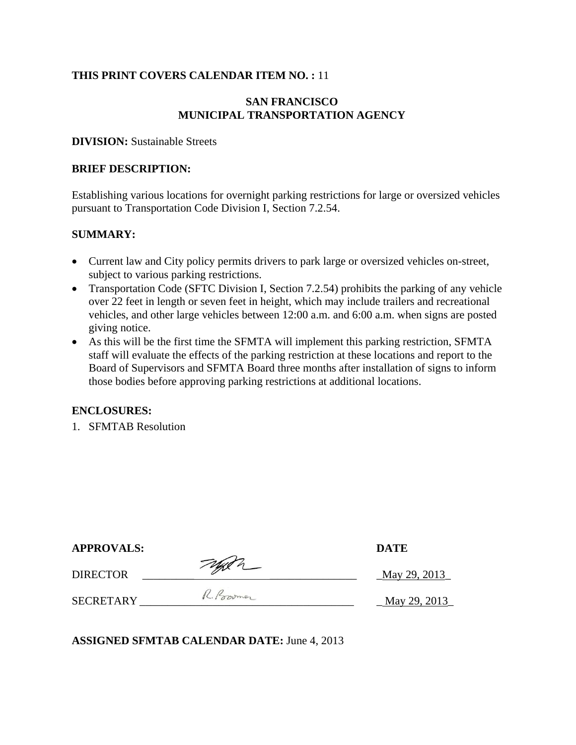**THIS PRINT COVERS CALENDAR ITEM NO. :** 11

**SAN FRANCISCO**
**MUNICIPAL TRANSPORTATION AGENCY**

**DIVISION:** Sustainable Streets

**BRIEF DESCRIPTION:**

Establishing various locations for overnight parking restrictions for large or oversized vehicles pursuant to Transportation Code Division I, Section 7.2.54.

**SUMMARY:**

- Current law and City policy permits drivers to park large or oversized vehicles on-street, subject to various parking restrictions.
- Transportation Code (SFTC Division I, Section 7.2.54) prohibits the parking of any vehicle over 22 feet in length or seven feet in height, which may include trailers and recreational vehicles, and other large vehicles between 12:00 a.m. and 6:00 a.m. when signs are posted giving notice.
- As this will be the first time the SFMTA will implement this parking restriction, SFMTA staff will evaluate the effects of the parking restriction at these locations and report to the Board of Supervisors and SFMTA Board three months after installation of signs to inform those bodies before approving parking restrictions at additional locations.

**ENCLOSURES:**

1. SFMTAB Resolution

| **APPROVALS:** | | **DATE** |
|---|---|---|
| DIRECTOR | [signature] | May 29, 2013 |
| SECRETARY | R. Boomer | May 29, 2013 |

**ASSIGNED SFMTAB CALENDAR DATE:** June 4, 2013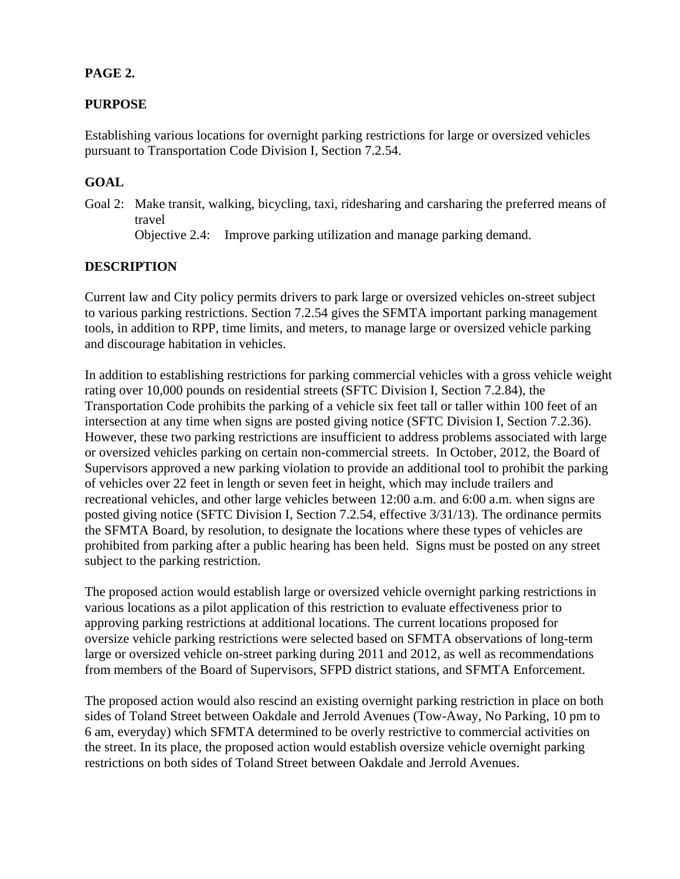**PAGE 2.**

**PURPOSE**

Establishing various locations for overnight parking restrictions for large or oversized vehicles pursuant to Transportation Code Division I, Section 7.2.54.

**GOAL**

Goal 2: Make transit, walking, bicycling, taxi, ridesharing and carsharing the preferred means of travel

Objective 2.4: Improve parking utilization and manage parking demand.

**DESCRIPTION**

Current law and City policy permits drivers to park large or oversized vehicles on-street subject to various parking restrictions. Section 7.2.54 gives the SFMTA important parking management tools, in addition to RPP, time limits, and meters, to manage large or oversized vehicle parking and discourage habitation in vehicles.

In addition to establishing restrictions for parking commercial vehicles with a gross vehicle weight rating over 10,000 pounds on residential streets (SFTC Division I, Section 7.2.84), the Transportation Code prohibits the parking of a vehicle six feet tall or taller within 100 feet of an intersection at any time when signs are posted giving notice (SFTC Division I, Section 7.2.36). However, these two parking restrictions are insufficient to address problems associated with large or oversized vehicles parking on certain non-commercial streets. In October, 2012, the Board of Supervisors approved a new parking violation to provide an additional tool to prohibit the parking of vehicles over 22 feet in length or seven feet in height, which may include trailers and recreational vehicles, and other large vehicles between 12:00 a.m. and 6:00 a.m. when signs are posted giving notice (SFTC Division I, Section 7.2.54, effective 3/31/13). The ordinance permits the SFMTA Board, by resolution, to designate the locations where these types of vehicles are prohibited from parking after a public hearing has been held. Signs must be posted on any street subject to the parking restriction.

The proposed action would establish large or oversized vehicle overnight parking restrictions in various locations as a pilot application of this restriction to evaluate effectiveness prior to approving parking restrictions at additional locations. The current locations proposed for oversize vehicle parking restrictions were selected based on SFMTA observations of long-term large or oversized vehicle on-street parking during 2011 and 2012, as well as recommendations from members of the Board of Supervisors, SFPD district stations, and SFMTA Enforcement.

The proposed action would also rescind an existing overnight parking restriction in place on both sides of Toland Street between Oakdale and Jerrold Avenues (Tow-Away, No Parking, 10 pm to 6 am, everyday) which SFMTA determined to be overly restrictive to commercial activities on the street. In its place, the proposed action would establish oversize vehicle overnight parking restrictions on both sides of Toland Street between Oakdale and Jerrold Avenues.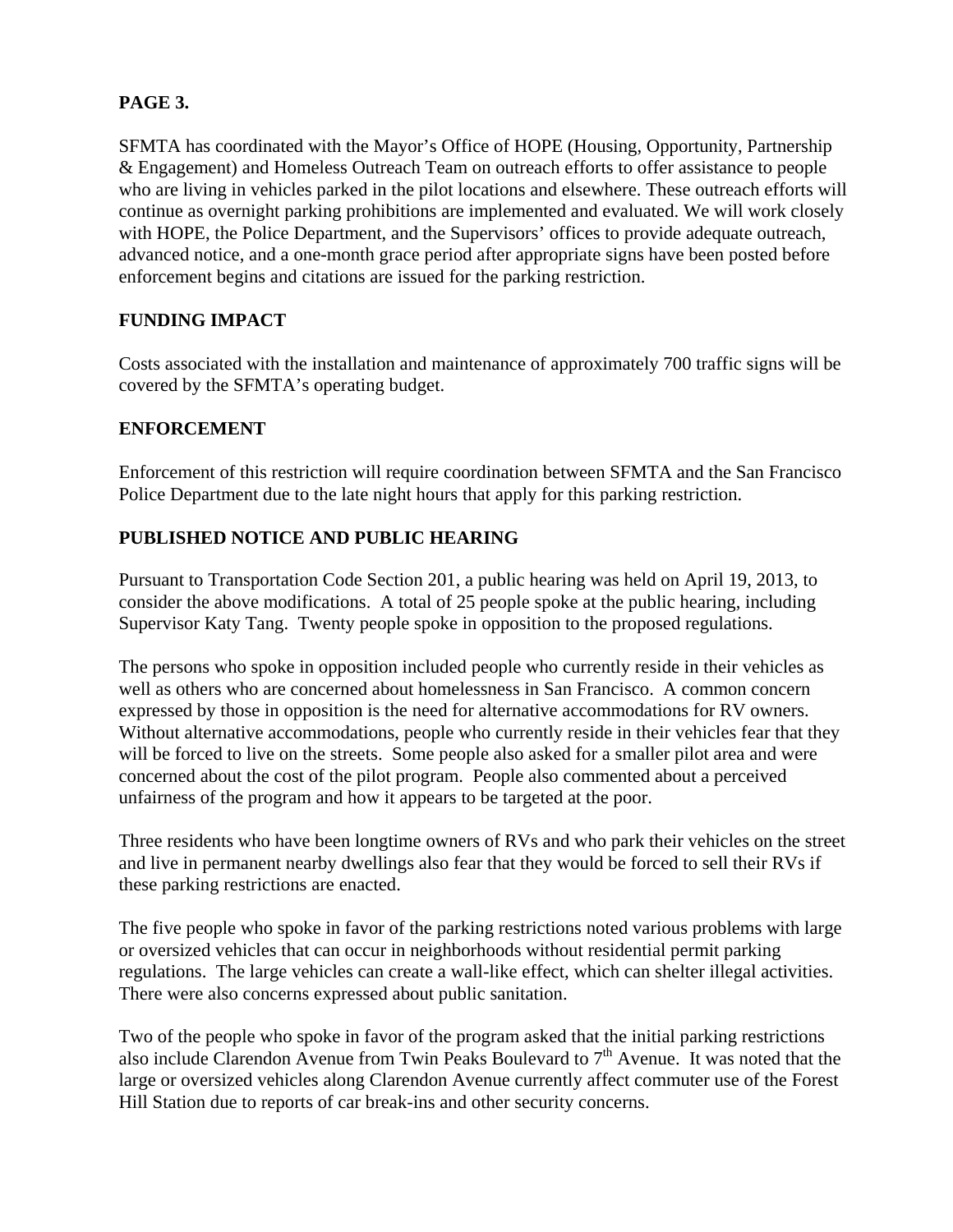**PAGE 3.**

SFMTA has coordinated with the Mayor's Office of HOPE (Housing, Opportunity, Partnership & Engagement) and Homeless Outreach Team on outreach efforts to offer assistance to people who are living in vehicles parked in the pilot locations and elsewhere. These outreach efforts will continue as overnight parking prohibitions are implemented and evaluated. We will work closely with HOPE, the Police Department, and the Supervisors' offices to provide adequate outreach, advanced notice, and a one-month grace period after appropriate signs have been posted before enforcement begins and citations are issued for the parking restriction.

## FUNDING IMPACT

Costs associated with the installation and maintenance of approximately 700 traffic signs will be covered by the SFMTA's operating budget.

## ENFORCEMENT

Enforcement of this restriction will require coordination between SFMTA and the San Francisco Police Department due to the late night hours that apply for this parking restriction.

## PUBLISHED NOTICE AND PUBLIC HEARING

Pursuant to Transportation Code Section 201, a public hearing was held on April 19, 2013, to consider the above modifications. A total of 25 people spoke at the public hearing, including Supervisor Katy Tang. Twenty people spoke in opposition to the proposed regulations.

The persons who spoke in opposition included people who currently reside in their vehicles as well as others who are concerned about homelessness in San Francisco. A common concern expressed by those in opposition is the need for alternative accommodations for RV owners. Without alternative accommodations, people who currently reside in their vehicles fear that they will be forced to live on the streets. Some people also asked for a smaller pilot area and were concerned about the cost of the pilot program. People also commented about a perceived unfairness of the program and how it appears to be targeted at the poor.

Three residents who have been longtime owners of RVs and who park their vehicles on the street and live in permanent nearby dwellings also fear that they would be forced to sell their RVs if these parking restrictions are enacted.

The five people who spoke in favor of the parking restrictions noted various problems with large or oversized vehicles that can occur in neighborhoods without residential permit parking regulations. The large vehicles can create a wall-like effect, which can shelter illegal activities. There were also concerns expressed about public sanitation.

Two of the people who spoke in favor of the program asked that the initial parking restrictions also include Clarendon Avenue from Twin Peaks Boulevard to 7th Avenue. It was noted that the large or oversized vehicles along Clarendon Avenue currently affect commuter use of the Forest Hill Station due to reports of car break-ins and other security concerns.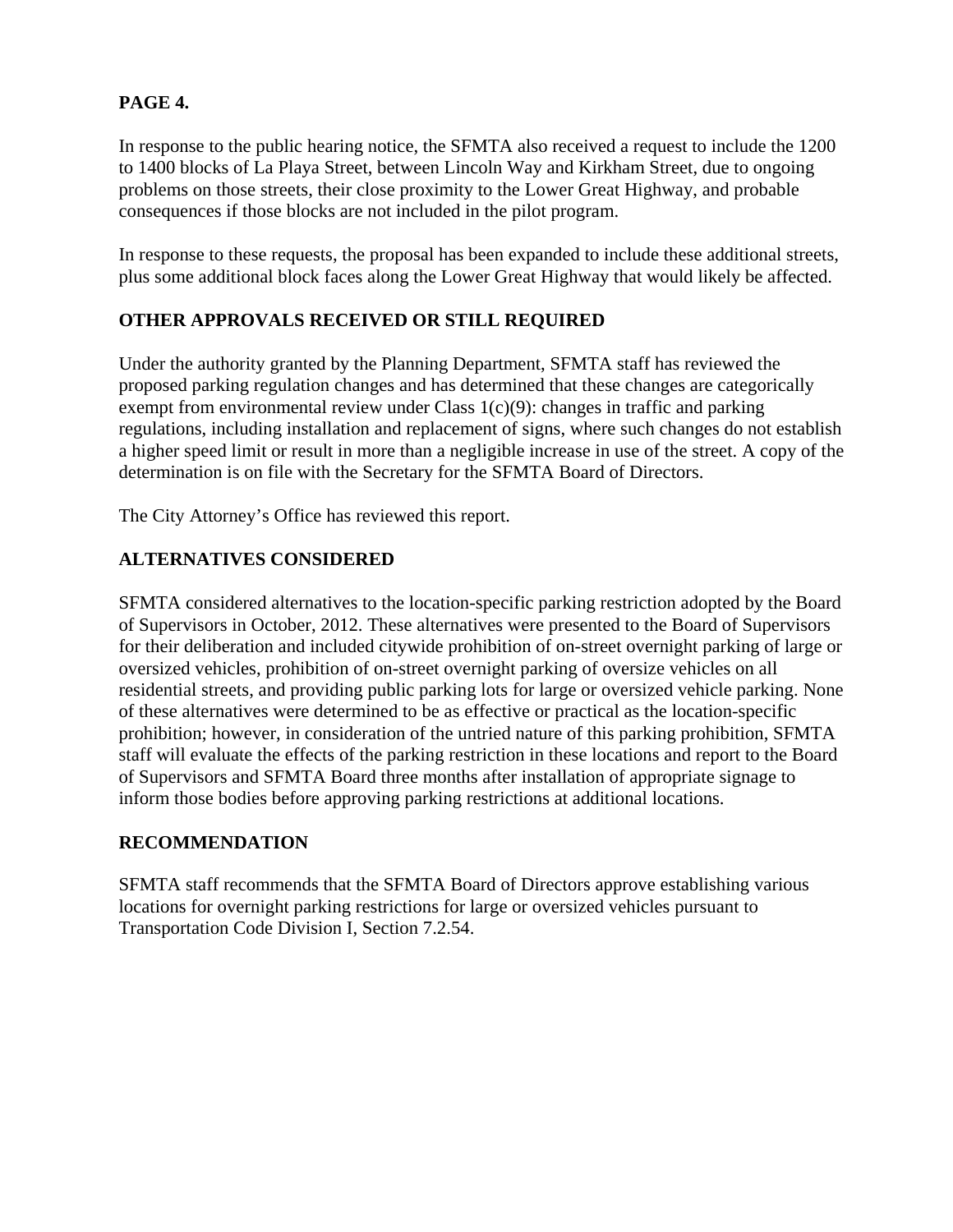**PAGE 4.**

In response to the public hearing notice, the SFMTA also received a request to include the 1200 to 1400 blocks of La Playa Street, between Lincoln Way and Kirkham Street, due to ongoing problems on those streets, their close proximity to the Lower Great Highway, and probable consequences if those blocks are not included in the pilot program.

In response to these requests, the proposal has been expanded to include these additional streets, plus some additional block faces along the Lower Great Highway that would likely be affected.

## OTHER APPROVALS RECEIVED OR STILL REQUIRED

Under the authority granted by the Planning Department, SFMTA staff has reviewed the proposed parking regulation changes and has determined that these changes are categorically exempt from environmental review under Class 1(c)(9): changes in traffic and parking regulations, including installation and replacement of signs, where such changes do not establish a higher speed limit or result in more than a negligible increase in use of the street. A copy of the determination is on file with the Secretary for the SFMTA Board of Directors.

The City Attorney's Office has reviewed this report.

## ALTERNATIVES CONSIDERED

SFMTA considered alternatives to the location-specific parking restriction adopted by the Board of Supervisors in October, 2012. These alternatives were presented to the Board of Supervisors for their deliberation and included citywide prohibition of on-street overnight parking of large or oversized vehicles, prohibition of on-street overnight parking of oversize vehicles on all residential streets, and providing public parking lots for large or oversized vehicle parking. None of these alternatives were determined to be as effective or practical as the location-specific prohibition; however, in consideration of the untried nature of this parking prohibition, SFMTA staff will evaluate the effects of the parking restriction in these locations and report to the Board of Supervisors and SFMTA Board three months after installation of appropriate signage to inform those bodies before approving parking restrictions at additional locations.

## RECOMMENDATION

SFMTA staff recommends that the SFMTA Board of Directors approve establishing various locations for overnight parking restrictions for large or oversized vehicles pursuant to Transportation Code Division I, Section 7.2.54.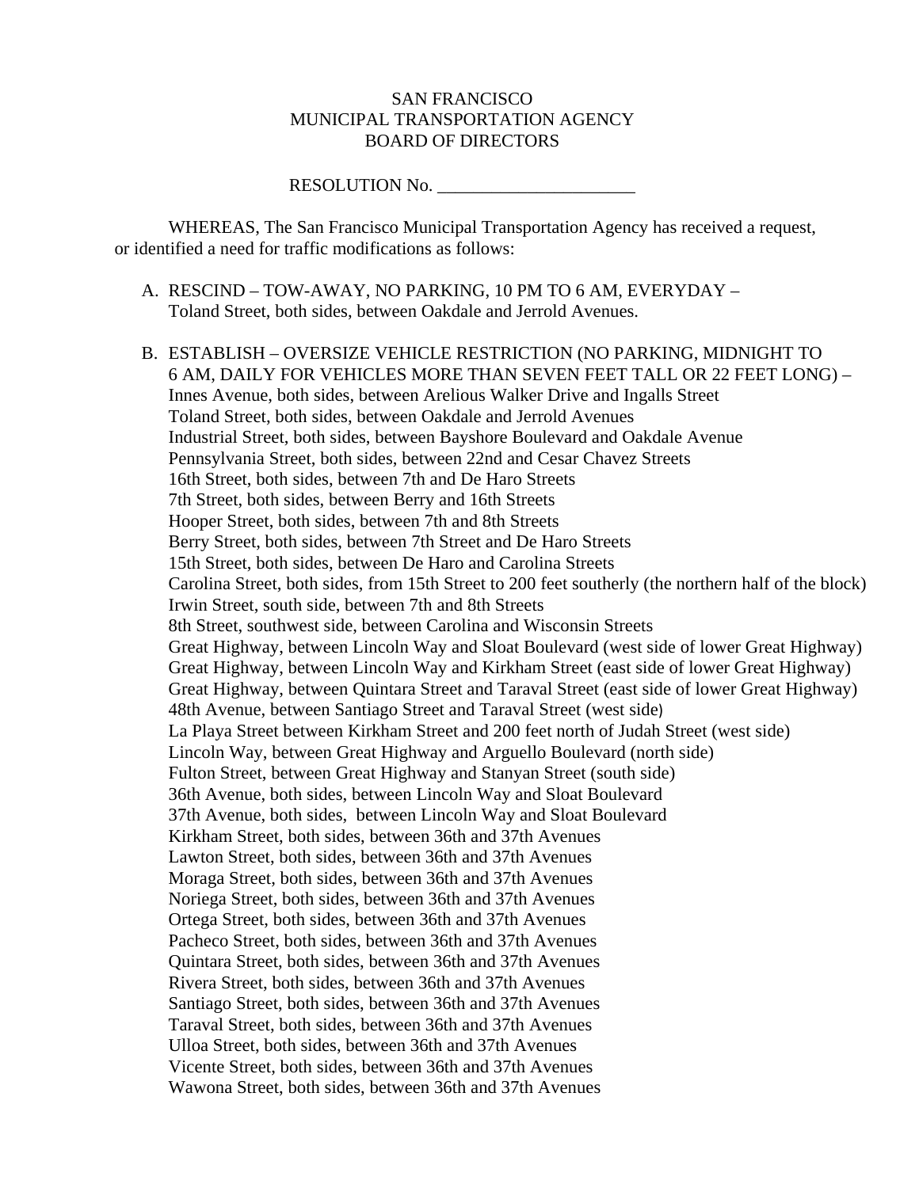SAN FRANCISCO
MUNICIPAL TRANSPORTATION AGENCY
BOARD OF DIRECTORS

RESOLUTION No. ______________________

WHEREAS, The San Francisco Municipal Transportation Agency has received a request, or identified a need for traffic modifications as follows:

A. RESCIND – TOW-AWAY, NO PARKING, 10 PM TO 6 AM, EVERYDAY – Toland Street, both sides, between Oakdale and Jerrold Avenues.

B. ESTABLISH – OVERSIZE VEHICLE RESTRICTION (NO PARKING, MIDNIGHT TO 6 AM, DAILY FOR VEHICLES MORE THAN SEVEN FEET TALL OR 22 FEET LONG) –
Innes Avenue, both sides, between Arelious Walker Drive and Ingalls Street
Toland Street, both sides, between Oakdale and Jerrold Avenues
Industrial Street, both sides, between Bayshore Boulevard and Oakdale Avenue
Pennsylvania Street, both sides, between 22nd and Cesar Chavez Streets
16th Street, both sides, between 7th and De Haro Streets
7th Street, both sides, between Berry and 16th Streets
Hooper Street, both sides, between 7th and 8th Streets
Berry Street, both sides, between 7th Street and De Haro Streets
15th Street, both sides, between De Haro and Carolina Streets
Carolina Street, both sides, from 15th Street to 200 feet southerly (the northern half of the block)
Irwin Street, south side, between 7th and 8th Streets
8th Street, southwest side, between Carolina and Wisconsin Streets
Great Highway, between Lincoln Way and Sloat Boulevard (west side of lower Great Highway)
Great Highway, between Lincoln Way and Kirkham Street (east side of lower Great Highway)
Great Highway, between Quintara Street and Taraval Street (east side of lower Great Highway)
48th Avenue, between Santiago Street and Taraval Street (west side)
La Playa Street between Kirkham Street and 200 feet north of Judah Street (west side)
Lincoln Way, between Great Highway and Arguello Boulevard (north side)
Fulton Street, between Great Highway and Stanyan Street (south side)
36th Avenue, both sides, between Lincoln Way and Sloat Boulevard
37th Avenue, both sides, between Lincoln Way and Sloat Boulevard
Kirkham Street, both sides, between 36th and 37th Avenues
Lawton Street, both sides, between 36th and 37th Avenues
Moraga Street, both sides, between 36th and 37th Avenues
Noriega Street, both sides, between 36th and 37th Avenues
Ortega Street, both sides, between 36th and 37th Avenues
Pacheco Street, both sides, between 36th and 37th Avenues
Quintara Street, both sides, between 36th and 37th Avenues
Rivera Street, both sides, between 36th and 37th Avenues
Santiago Street, both sides, between 36th and 37th Avenues
Taraval Street, both sides, between 36th and 37th Avenues
Ulloa Street, both sides, between 36th and 37th Avenues
Vicente Street, both sides, between 36th and 37th Avenues
Wawona Street, both sides, between 36th and 37th Avenues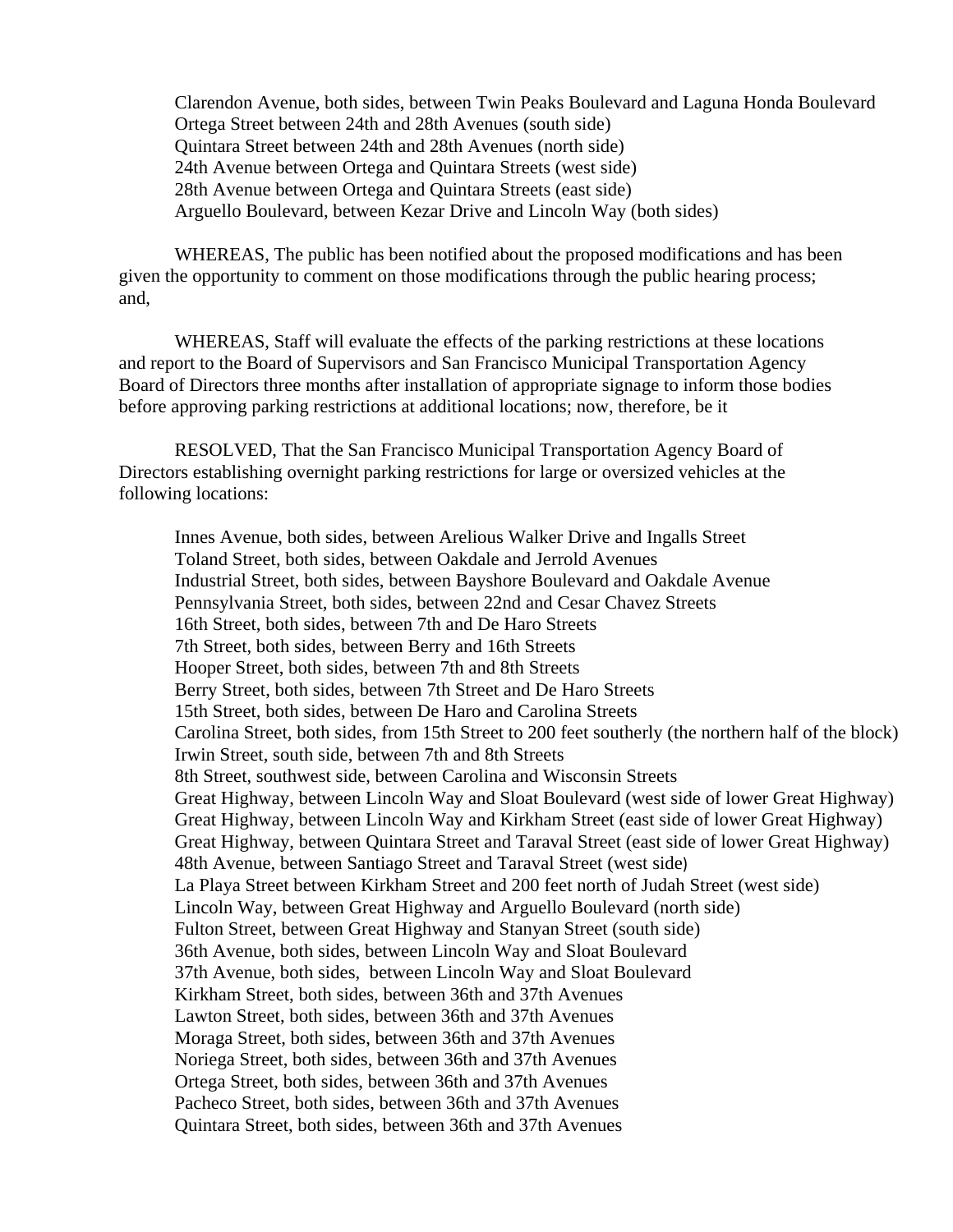Clarendon Avenue, both sides, between Twin Peaks Boulevard and Laguna Honda Boulevard
Ortega Street between 24th and 28th Avenues (south side)
Quintara Street between 24th and 28th Avenues (north side)
24th Avenue between Ortega and Quintara Streets (west side)
28th Avenue between Ortega and Quintara Streets (east side)
Arguello Boulevard, between Kezar Drive and Lincoln Way (both sides)

WHEREAS, The public has been notified about the proposed modifications and has been given the opportunity to comment on those modifications through the public hearing process; and,

WHEREAS, Staff will evaluate the effects of the parking restrictions at these locations and report to the Board of Supervisors and San Francisco Municipal Transportation Agency Board of Directors three months after installation of appropriate signage to inform those bodies before approving parking restrictions at additional locations; now, therefore, be it

RESOLVED, That the San Francisco Municipal Transportation Agency Board of Directors establishing overnight parking restrictions for large or oversized vehicles at the following locations:

Innes Avenue, both sides, between Arelious Walker Drive and Ingalls Street
Toland Street, both sides, between Oakdale and Jerrold Avenues
Industrial Street, both sides, between Bayshore Boulevard and Oakdale Avenue
Pennsylvania Street, both sides, between 22nd and Cesar Chavez Streets
16th Street, both sides, between 7th and De Haro Streets
7th Street, both sides, between Berry and 16th Streets
Hooper Street, both sides, between 7th and 8th Streets
Berry Street, both sides, between 7th Street and De Haro Streets
15th Street, both sides, between De Haro and Carolina Streets
Carolina Street, both sides, from 15th Street to 200 feet southerly (the northern half of the block)
Irwin Street, south side, between 7th and 8th Streets
8th Street, southwest side, between Carolina and Wisconsin Streets
Great Highway, between Lincoln Way and Sloat Boulevard (west side of lower Great Highway)
Great Highway, between Lincoln Way and Kirkham Street (east side of lower Great Highway)
Great Highway, between Quintara Street and Taraval Street (east side of lower Great Highway)
48th Avenue, between Santiago Street and Taraval Street (west side)
La Playa Street between Kirkham Street and 200 feet north of Judah Street (west side)
Lincoln Way, between Great Highway and Arguello Boulevard (north side)
Fulton Street, between Great Highway and Stanyan Street (south side)
36th Avenue, both sides, between Lincoln Way and Sloat Boulevard
37th Avenue, both sides, between Lincoln Way and Sloat Boulevard
Kirkham Street, both sides, between 36th and 37th Avenues
Lawton Street, both sides, between 36th and 37th Avenues
Moraga Street, both sides, between 36th and 37th Avenues
Noriega Street, both sides, between 36th and 37th Avenues
Ortega Street, both sides, between 36th and 37th Avenues
Pacheco Street, both sides, between 36th and 37th Avenues
Quintara Street, both sides, between 36th and 37th Avenues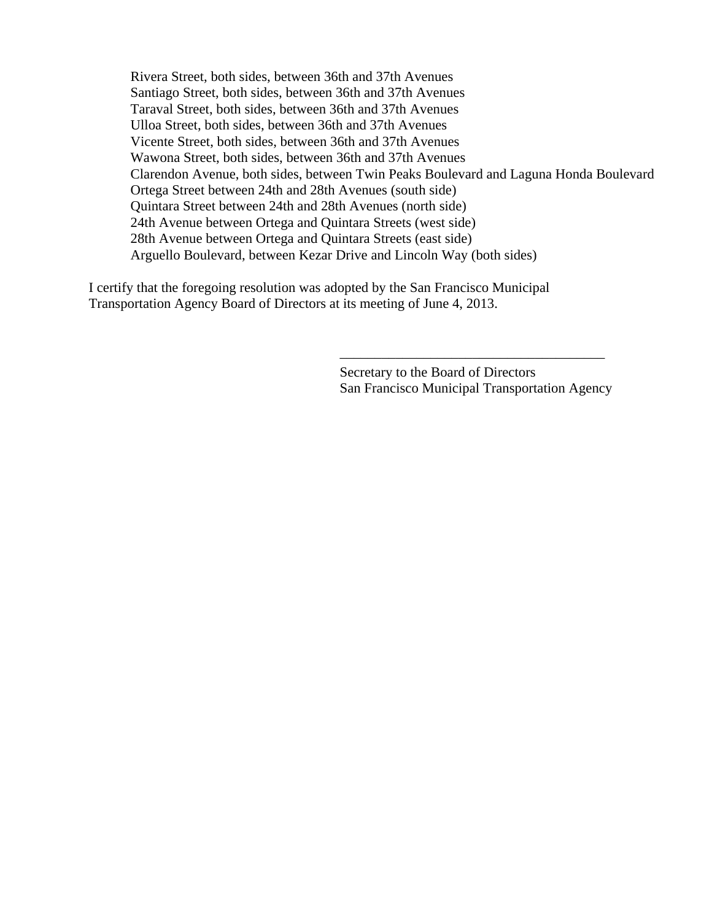Rivera Street, both sides, between 36th and 37th Avenues
Santiago Street, both sides, between 36th and 37th Avenues
Taraval Street, both sides, between 36th and 37th Avenues
Ulloa Street, both sides, between 36th and 37th Avenues
Vicente Street, both sides, between 36th and 37th Avenues
Wawona Street, both sides, between 36th and 37th Avenues
Clarendon Avenue, both sides, between Twin Peaks Boulevard and Laguna Honda Boulevard
Ortega Street between 24th and 28th Avenues (south side)
Quintara Street between 24th and 28th Avenues (north side)
24th Avenue between Ortega and Quintara Streets (west side)
28th Avenue between Ortega and Quintara Streets (east side)
Arguello Boulevard, between Kezar Drive and Lincoln Way (both sides)

I certify that the foregoing resolution was adopted by the San Francisco Municipal Transportation Agency Board of Directors at its meeting of June 4, 2013.

______________________________________

Secretary to the Board of Directors
San Francisco Municipal Transportation Agency